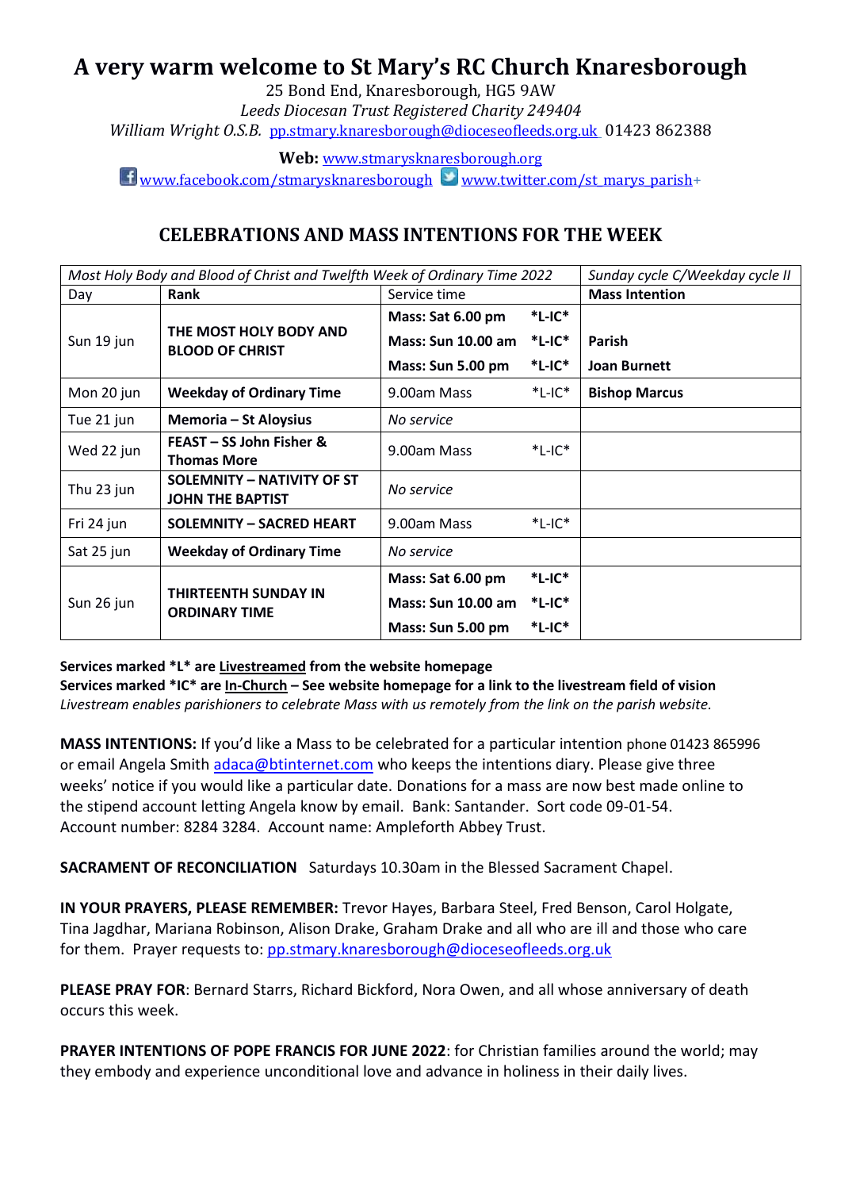# A very warm welcome to St Mary's RC Church Knaresborough

25 Bond End, Knaresborough, HG5 9AW
*Leeds Diocesan Trust Registered Charity 249404*
*William Wright O.S.B.* pp.stmary.knaresborough@dioceseofleeds.org.uk 01423 862388

**Web:** www.stmarysknaresborough.org
www.facebook.com/stmarysknaresborough www.twitter.com/st_marys_parish+

## CELEBRATIONS AND MASS INTENTIONS FOR THE WEEK

| *Most Holy Body and Blood of Christ and Twelfth Week of Ordinary Time 2022* | | | | *Sunday cycle C/Weekday cycle II* |
|---|---|---|---|---|
| Day | **Rank** | Service time | | **Mass Intention** |
| Sun 19 jun | **THE MOST HOLY BODY AND BLOOD OF CHRIST** | **Mass: Sat 6.00 pm** | ***L-IC*** | |
| | | **Mass: Sun 10.00 am** | ***L-IC*** | **Parish** |
| | | **Mass: Sun 5.00 pm** | ***L-IC*** | **Joan Burnett** |
| Mon 20 jun | **Weekday of Ordinary Time** | 9.00am Mass | *L-IC* | **Bishop Marcus** |
| Tue 21 jun | **Memoria – St Aloysius** | *No service* | | |
| Wed 22 jun | **FEAST – SS John Fisher & Thomas More** | 9.00am Mass | *L-IC* | |
| Thu 23 jun | **SOLEMNITY – NATIVITY OF ST JOHN THE BAPTIST** | *No service* | | |
| Fri 24 jun | **SOLEMNITY – SACRED HEART** | 9.00am Mass | *L-IC* | |
| Sat 25 jun | **Weekday of Ordinary Time** | *No service* | | |
| Sun 26 jun | **THIRTEENTH SUNDAY IN ORDINARY TIME** | **Mass: Sat 6.00 pm** | ***L-IC*** | |
| | | **Mass: Sun 10.00 am** | ***L-IC*** | |
| | | **Mass: Sun 5.00 pm** | ***L-IC*** | |

**Services marked *L* are Livestreamed from the website homepage**
**Services marked *IC* are In-Church – See website homepage for a link to the livestream field of vision**
*Livestream enables parishioners to celebrate Mass with us remotely from the link on the parish website.*

**MASS INTENTIONS:** If you'd like a Mass to be celebrated for a particular intention phone 01423 865996 or email Angela Smith adaca@btinternet.com who keeps the intentions diary. Please give three weeks' notice if you would like a particular date. Donations for a mass are now best made online to the stipend account letting Angela know by email. Bank: Santander. Sort code 09-01-54. Account number: 8284 3284. Account name: Ampleforth Abbey Trust.

**SACRAMENT OF RECONCILIATION** Saturdays 10.30am in the Blessed Sacrament Chapel.

**IN YOUR PRAYERS, PLEASE REMEMBER:** Trevor Hayes, Barbara Steel, Fred Benson, Carol Holgate, Tina Jagdhar, Mariana Robinson, Alison Drake, Graham Drake and all who are ill and those who care for them. Prayer requests to: pp.stmary.knaresborough@dioceseofleeds.org.uk

**PLEASE PRAY FOR**: Bernard Starrs, Richard Bickford, Nora Owen, and all whose anniversary of death occurs this week.

**PRAYER INTENTIONS OF POPE FRANCIS FOR JUNE 2022**: for Christian families around the world; may they embody and experience unconditional love and advance in holiness in their daily lives.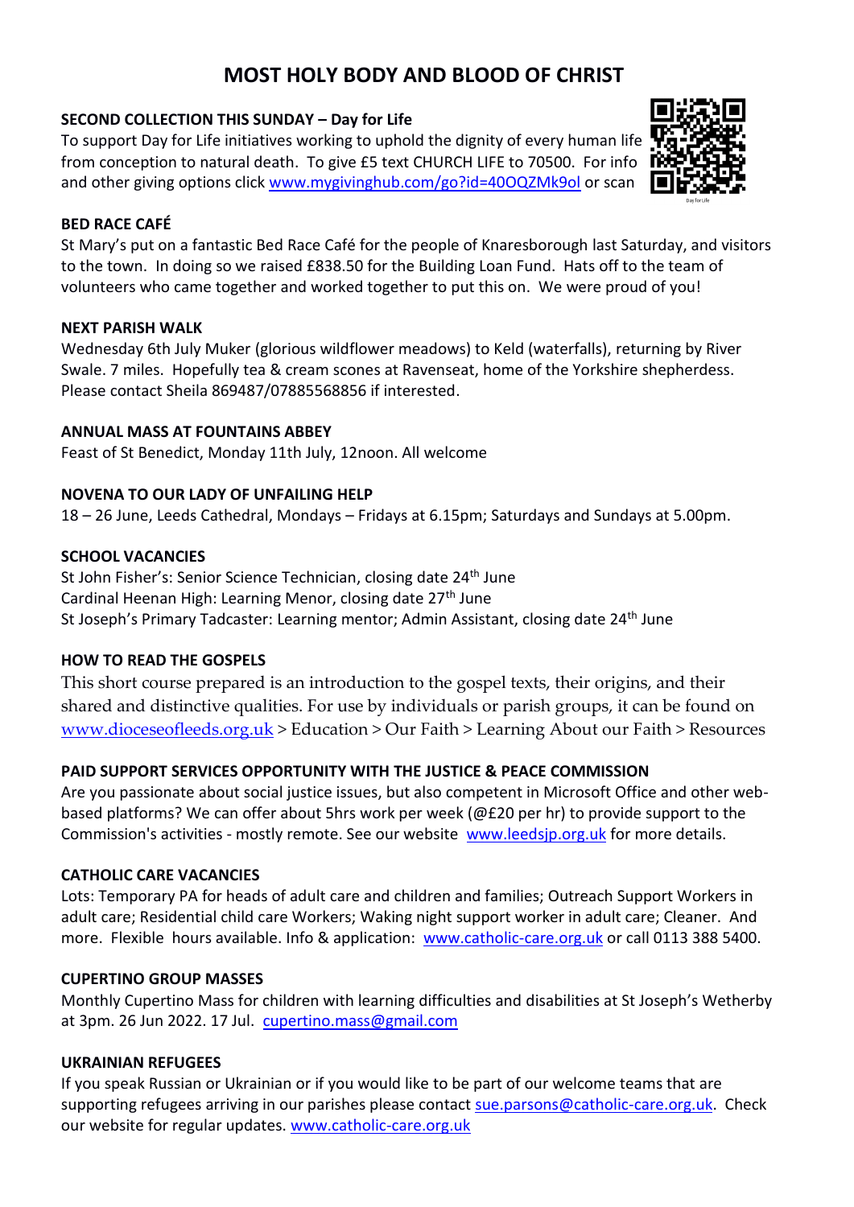# MOST HOLY BODY AND BLOOD OF CHRIST

**SECOND COLLECTION THIS SUNDAY – Day for Life**

To support Day for Life initiatives working to uphold the dignity of every human life from conception to natural death. To give £5 text CHURCH LIFE to 70500. For info and other giving options click www.mygivinghub.com/go?id=40OQZMk9ol or scan

**BED RACE CAFÉ**

St Mary's put on a fantastic Bed Race Café for the people of Knaresborough last Saturday, and visitors to the town. In doing so we raised £838.50 for the Building Loan Fund. Hats off to the team of volunteers who came together and worked together to put this on. We were proud of you!

**NEXT PARISH WALK**

Wednesday 6th July Muker (glorious wildflower meadows) to Keld (waterfalls), returning by River Swale. 7 miles. Hopefully tea & cream scones at Ravenseat, home of the Yorkshire shepherdess. Please contact Sheila 869487/07885568856 if interested.

**ANNUAL MASS AT FOUNTAINS ABBEY**

Feast of St Benedict, Monday 11th July, 12noon. All welcome

**NOVENA TO OUR LADY OF UNFAILING HELP**

18 – 26 June, Leeds Cathedral, Mondays – Fridays at 6.15pm; Saturdays and Sundays at 5.00pm.

**SCHOOL VACANCIES**

St John Fisher's: Senior Science Technician, closing date 24th June
Cardinal Heenan High: Learning Menor, closing date 27th June
St Joseph's Primary Tadcaster: Learning mentor; Admin Assistant, closing date 24th June

**HOW TO READ THE GOSPELS**

This short course prepared is an introduction to the gospel texts, their origins, and their shared and distinctive qualities. For use by individuals or parish groups, it can be found on www.dioceseofleeds.org.uk > Education > Our Faith > Learning About our Faith > Resources

**PAID SUPPORT SERVICES OPPORTUNITY WITH THE JUSTICE & PEACE COMMISSION**

Are you passionate about social justice issues, but also competent in Microsoft Office and other web-based platforms? We can offer about 5hrs work per week (@£20 per hr) to provide support to the Commission's activities - mostly remote. See our website www.leedsjp.org.uk for more details.

**CATHOLIC CARE VACANCIES**

Lots: Temporary PA for heads of adult care and children and families; Outreach Support Workers in adult care; Residential child care Workers; Waking night support worker in adult care; Cleaner. And more. Flexible hours available. Info & application: www.catholic-care.org.uk or call 0113 388 5400.

**CUPERTINO GROUP MASSES**

Monthly Cupertino Mass for children with learning difficulties and disabilities at St Joseph's Wetherby at 3pm. 26 Jun 2022. 17 Jul. cupertino.mass@gmail.com

**UKRAINIAN REFUGEES**

If you speak Russian or Ukrainian or if you would like to be part of our welcome teams that are supporting refugees arriving in our parishes please contact sue.parsons@catholic-care.org.uk. Check our website for regular updates. www.catholic-care.org.uk